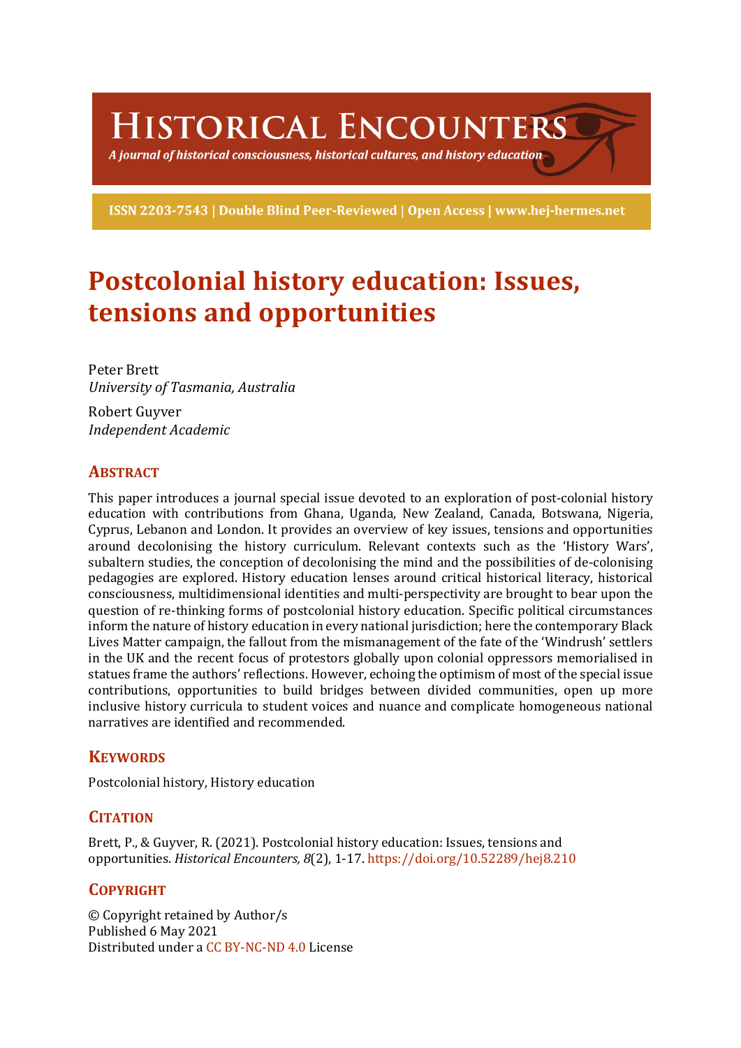# Historical Encounters

*A journal of historical consciousness, historical cultures, and history education*

**ISSN 2203-7543 | Double Blind Peer-Reviewed | Open Access | www.hej-hermes.net**

# Postcolonial history education: Issues, tensions and opportunities

Peter Brett
*University of Tasmania, Australia*

Robert Guyver
*Independent Academic*

## Abstract

This paper introduces a journal special issue devoted to an exploration of post-colonial history education with contributions from Ghana, Uganda, New Zealand, Canada, Botswana, Nigeria, Cyprus, Lebanon and London. It provides an overview of key issues, tensions and opportunities around decolonising the history curriculum. Relevant contexts such as the 'History Wars', subaltern studies, the conception of decolonising the mind and the possibilities of de-colonising pedagogies are explored. History education lenses around critical historical literacy, historical consciousness, multidimensional identities and multi-perspectivity are brought to bear upon the question of re-thinking forms of postcolonial history education. Specific political circumstances inform the nature of history education in every national jurisdiction; here the contemporary Black Lives Matter campaign, the fallout from the mismanagement of the fate of the 'Windrush' settlers in the UK and the recent focus of protestors globally upon colonial oppressors memorialised in statues frame the authors' reflections. However, echoing the optimism of most of the special issue contributions, opportunities to build bridges between divided communities, open up more inclusive history curricula to student voices and nuance and complicate homogeneous national narratives are identified and recommended.

## Keywords

Postcolonial history, History education

## Citation

Brett, P., & Guyver, R. (2021). Postcolonial history education: Issues, tensions and opportunities. *Historical Encounters, 8*(2), 1-17. https://doi.org/10.52289/hej8.210

## Copyright

© Copyright retained by Author/s
Published 6 May 2021
Distributed under a CC BY-NC-ND 4.0 License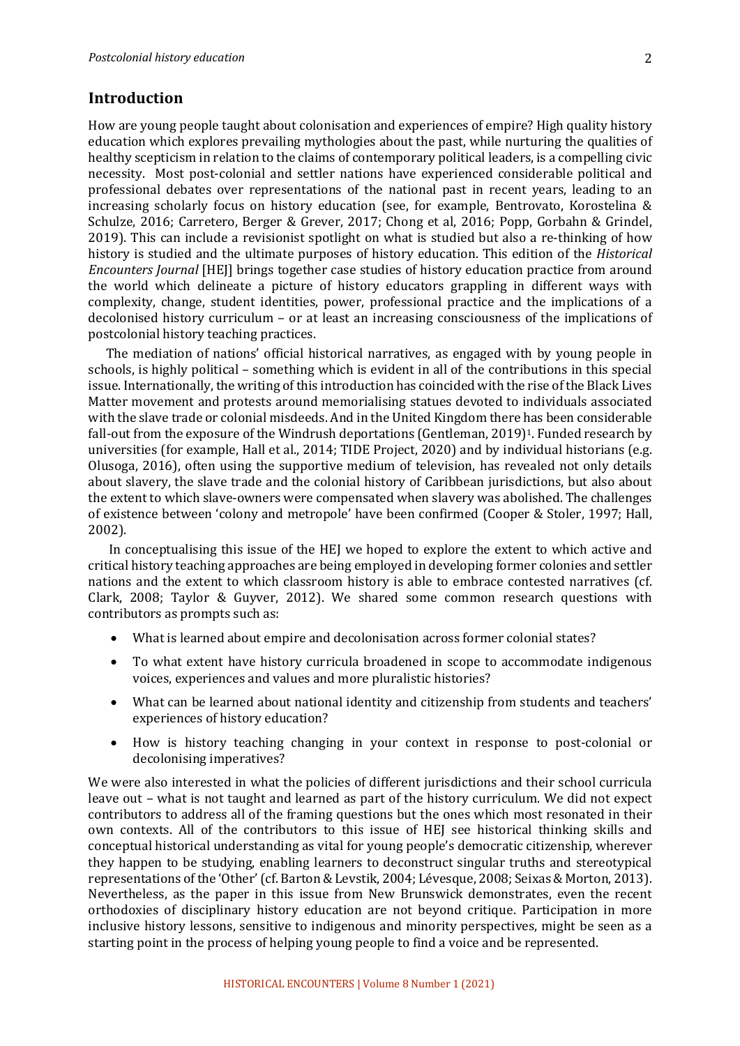## Introduction

How are young people taught about colonisation and experiences of empire? High quality history education which explores prevailing mythologies about the past, while nurturing the qualities of healthy scepticism in relation to the claims of contemporary political leaders, is a compelling civic necessity. Most post-colonial and settler nations have experienced considerable political and professional debates over representations of the national past in recent years, leading to an increasing scholarly focus on history education (see, for example, Bentrovato, Korostelina & Schulze, 2016; Carretero, Berger & Grever, 2017; Chong et al, 2016; Popp, Gorbahn & Grindel, 2019). This can include a revisionist spotlight on what is studied but also a re-thinking of how history is studied and the ultimate purposes of history education. This edition of the *Historical Encounters Journal* [HEJ] brings together case studies of history education practice from around the world which delineate a picture of history educators grappling in different ways with complexity, change, student identities, power, professional practice and the implications of a decolonised history curriculum – or at least an increasing consciousness of the implications of postcolonial history teaching practices.

The mediation of nations' official historical narratives, as engaged with by young people in schools, is highly political – something which is evident in all of the contributions in this special issue. Internationally, the writing of this introduction has coincided with the rise of the Black Lives Matter movement and protests around memorialising statues devoted to individuals associated with the slave trade or colonial misdeeds. And in the United Kingdom there has been considerable fall-out from the exposure of the Windrush deportations (Gentleman, 2019)[1]. Funded research by universities (for example, Hall et al., 2014; TIDE Project, 2020) and by individual historians (e.g. Olusoga, 2016), often using the supportive medium of television, has revealed not only details about slavery, the slave trade and the colonial history of Caribbean jurisdictions, but also about the extent to which slave-owners were compensated when slavery was abolished. The challenges of existence between 'colony and metropole' have been confirmed (Cooper & Stoler, 1997; Hall, 2002).

In conceptualising this issue of the HEJ we hoped to explore the extent to which active and critical history teaching approaches are being employed in developing former colonies and settler nations and the extent to which classroom history is able to embrace contested narratives (cf. Clark, 2008; Taylor & Guyver, 2012). We shared some common research questions with contributors as prompts such as:

- What is learned about empire and decolonisation across former colonial states?
- To what extent have history curricula broadened in scope to accommodate indigenous voices, experiences and values and more pluralistic histories?
- What can be learned about national identity and citizenship from students and teachers' experiences of history education?
- How is history teaching changing in your context in response to post-colonial or decolonising imperatives?

We were also interested in what the policies of different jurisdictions and their school curricula leave out – what is not taught and learned as part of the history curriculum. We did not expect contributors to address all of the framing questions but the ones which most resonated in their own contexts. All of the contributors to this issue of HEJ see historical thinking skills and conceptual historical understanding as vital for young people's democratic citizenship, wherever they happen to be studying, enabling learners to deconstruct singular truths and stereotypical representations of the 'Other' (cf. Barton & Levstik, 2004; Lévesque, 2008; Seixas & Morton, 2013). Nevertheless, as the paper in this issue from New Brunswick demonstrates, even the recent orthodoxies of disciplinary history education are not beyond critique. Participation in more inclusive history lessons, sensitive to indigenous and minority perspectives, might be seen as a starting point in the process of helping young people to find a voice and be represented.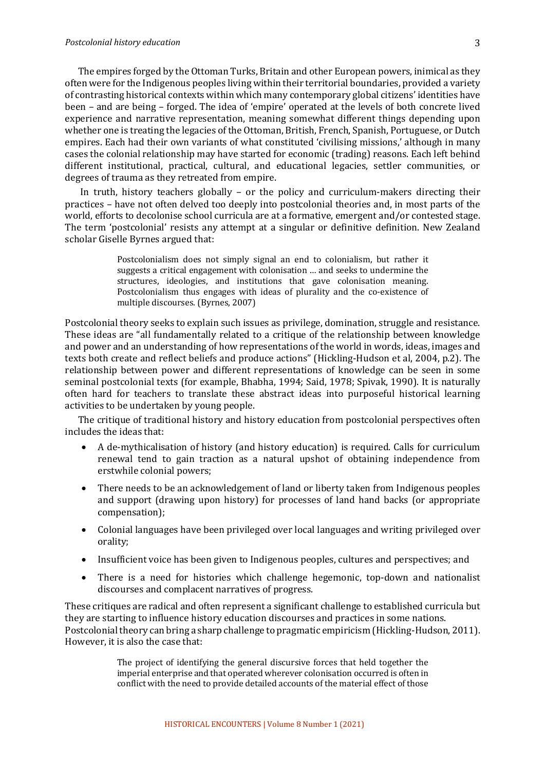The empires forged by the Ottoman Turks, Britain and other European powers, inimical as they often were for the Indigenous peoples living within their territorial boundaries, provided a variety of contrasting historical contexts within which many contemporary global citizens' identities have been – and are being – forged. The idea of 'empire' operated at the levels of both concrete lived experience and narrative representation, meaning somewhat different things depending upon whether one is treating the legacies of the Ottoman, British, French, Spanish, Portuguese, or Dutch empires. Each had their own variants of what constituted 'civilising missions,' although in many cases the colonial relationship may have started for economic (trading) reasons. Each left behind different institutional, practical, cultural, and educational legacies, settler communities, or degrees of trauma as they retreated from empire.

In truth, history teachers globally – or the policy and curriculum-makers directing their practices – have not often delved too deeply into postcolonial theories and, in most parts of the world, efforts to decolonise school curricula are at a formative, emergent and/or contested stage. The term 'postcolonial' resists any attempt at a singular or definitive definition. New Zealand scholar Giselle Byrnes argued that:

> Postcolonialism does not simply signal an end to colonialism, but rather it suggests a critical engagement with colonisation … and seeks to undermine the structures, ideologies, and institutions that gave colonisation meaning. Postcolonialism thus engages with ideas of plurality and the co-existence of multiple discourses. (Byrnes, 2007)

Postcolonial theory seeks to explain such issues as privilege, domination, struggle and resistance. These ideas are "all fundamentally related to a critique of the relationship between knowledge and power and an understanding of how representations of the world in words, ideas, images and texts both create and reflect beliefs and produce actions" (Hickling-Hudson et al, 2004, p.2). The relationship between power and different representations of knowledge can be seen in some seminal postcolonial texts (for example, Bhabha, 1994; Said, 1978; Spivak, 1990). It is naturally often hard for teachers to translate these abstract ideas into purposeful historical learning activities to be undertaken by young people.

The critique of traditional history and history education from postcolonial perspectives often includes the ideas that:

- A de-mythicalisation of history (and history education) is required. Calls for curriculum renewal tend to gain traction as a natural upshot of obtaining independence from erstwhile colonial powers;
- There needs to be an acknowledgement of land or liberty taken from Indigenous peoples and support (drawing upon history) for processes of land hand backs (or appropriate compensation);
- Colonial languages have been privileged over local languages and writing privileged over orality;
- Insufficient voice has been given to Indigenous peoples, cultures and perspectives; and
- There is a need for histories which challenge hegemonic, top-down and nationalist discourses and complacent narratives of progress.

These critiques are radical and often represent a significant challenge to established curricula but they are starting to influence history education discourses and practices in some nations. Postcolonial theory can bring a sharp challenge to pragmatic empiricism (Hickling-Hudson, 2011). However, it is also the case that:

> The project of identifying the general discursive forces that held together the imperial enterprise and that operated wherever colonisation occurred is often in conflict with the need to provide detailed accounts of the material effect of those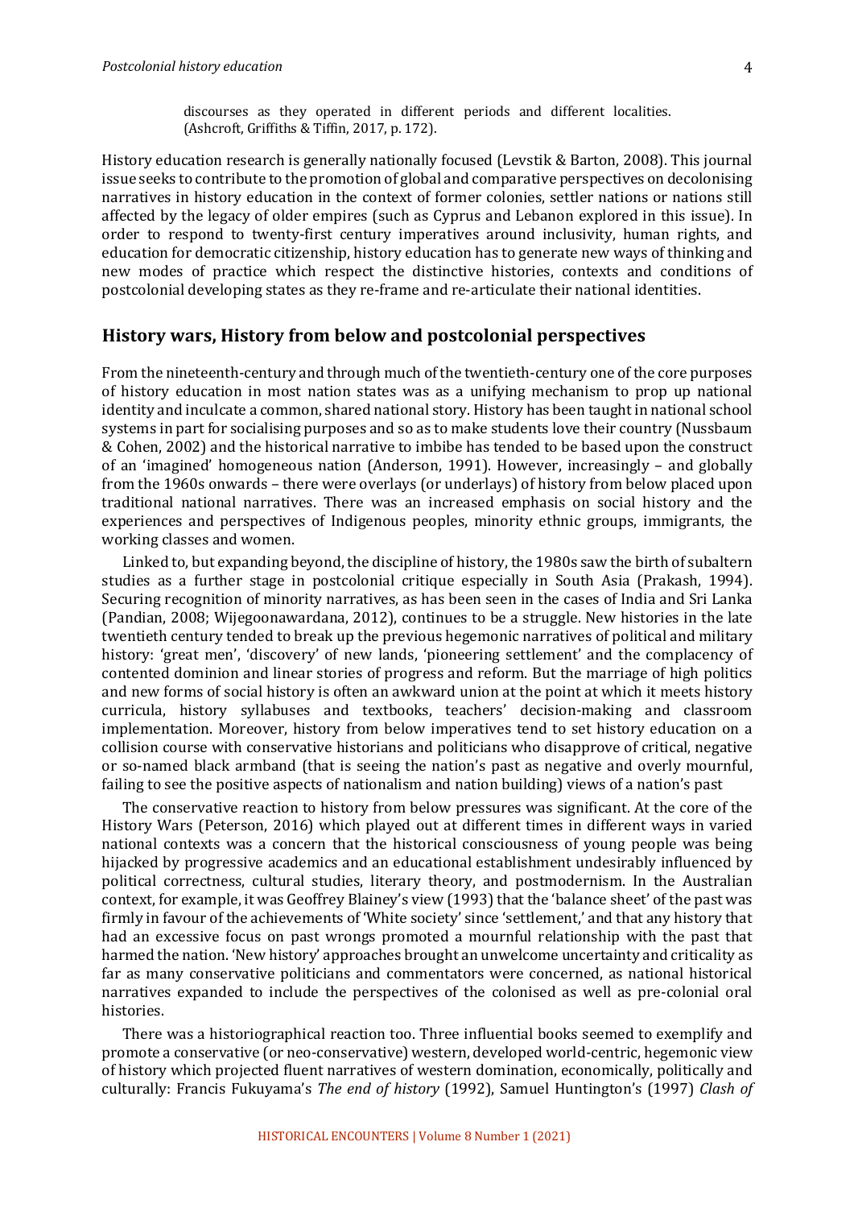> discourses as they operated in different periods and different localities. (Ashcroft, Griffiths & Tiffin, 2017, p. 172).

History education research is generally nationally focused (Levstik & Barton, 2008). This journal issue seeks to contribute to the promotion of global and comparative perspectives on decolonising narratives in history education in the context of former colonies, settler nations or nations still affected by the legacy of older empires (such as Cyprus and Lebanon explored in this issue). In order to respond to twenty-first century imperatives around inclusivity, human rights, and education for democratic citizenship, history education has to generate new ways of thinking and new modes of practice which respect the distinctive histories, contexts and conditions of postcolonial developing states as they re-frame and re-articulate their national identities.

## History wars, History from below and postcolonial perspectives

From the nineteenth-century and through much of the twentieth-century one of the core purposes of history education in most nation states was as a unifying mechanism to prop up national identity and inculcate a common, shared national story. History has been taught in national school systems in part for socialising purposes and so as to make students love their country (Nussbaum & Cohen, 2002) and the historical narrative to imbibe has tended to be based upon the construct of an 'imagined' homogeneous nation (Anderson, 1991). However, increasingly – and globally from the 1960s onwards – there were overlays (or underlays) of history from below placed upon traditional national narratives. There was an increased emphasis on social history and the experiences and perspectives of Indigenous peoples, minority ethnic groups, immigrants, the working classes and women.

Linked to, but expanding beyond, the discipline of history, the 1980s saw the birth of subaltern studies as a further stage in postcolonial critique especially in South Asia (Prakash, 1994). Securing recognition of minority narratives, as has been seen in the cases of India and Sri Lanka (Pandian, 2008; Wijegoonawardana, 2012), continues to be a struggle. New histories in the late twentieth century tended to break up the previous hegemonic narratives of political and military history: 'great men', 'discovery' of new lands, 'pioneering settlement' and the complacency of contented dominion and linear stories of progress and reform. But the marriage of high politics and new forms of social history is often an awkward union at the point at which it meets history curricula, history syllabuses and textbooks, teachers' decision-making and classroom implementation. Moreover, history from below imperatives tend to set history education on a collision course with conservative historians and politicians who disapprove of critical, negative or so-named black armband (that is seeing the nation's past as negative and overly mournful, failing to see the positive aspects of nationalism and nation building) views of a nation's past

The conservative reaction to history from below pressures was significant. At the core of the History Wars (Peterson, 2016) which played out at different times in different ways in varied national contexts was a concern that the historical consciousness of young people was being hijacked by progressive academics and an educational establishment undesirably influenced by political correctness, cultural studies, literary theory, and postmodernism. In the Australian context, for example, it was Geoffrey Blainey's view (1993) that the 'balance sheet' of the past was firmly in favour of the achievements of 'White society' since 'settlement,' and that any history that had an excessive focus on past wrongs promoted a mournful relationship with the past that harmed the nation. 'New history' approaches brought an unwelcome uncertainty and criticality as far as many conservative politicians and commentators were concerned, as national historical narratives expanded to include the perspectives of the colonised as well as pre-colonial oral histories.

There was a historiographical reaction too. Three influential books seemed to exemplify and promote a conservative (or neo-conservative) western, developed world-centric, hegemonic view of history which projected fluent narratives of western domination, economically, politically and culturally: Francis Fukuyama's *The end of history* (1992), Samuel Huntington's (1997) *Clash of*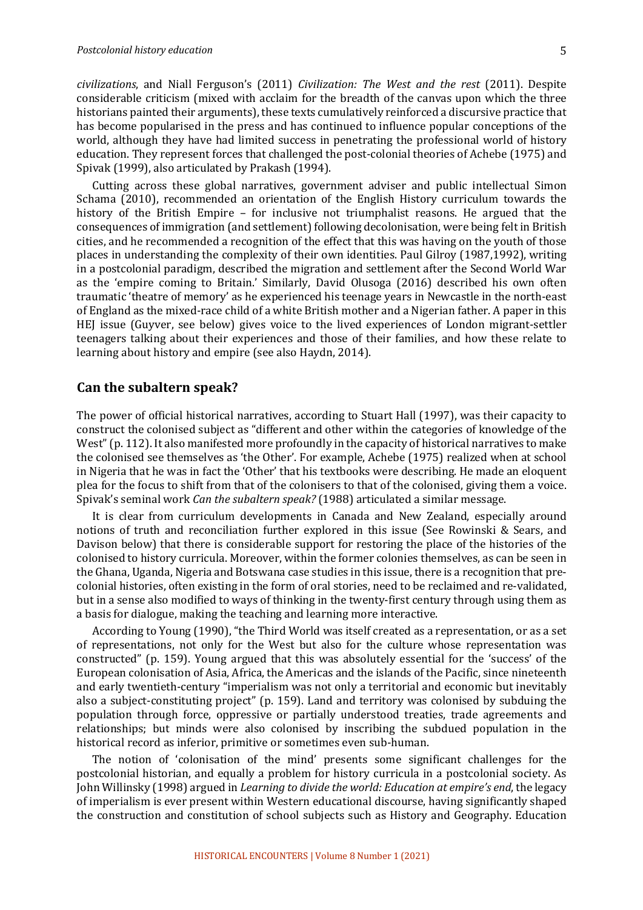*civilizations*, and Niall Ferguson's (2011) *Civilization: The West and the rest* (2011). Despite considerable criticism (mixed with acclaim for the breadth of the canvas upon which the three historians painted their arguments), these texts cumulatively reinforced a discursive practice that has become popularised in the press and has continued to influence popular conceptions of the world, although they have had limited success in penetrating the professional world of history education. They represent forces that challenged the post-colonial theories of Achebe (1975) and Spivak (1999), also articulated by Prakash (1994).

Cutting across these global narratives, government adviser and public intellectual Simon Schama (2010), recommended an orientation of the English History curriculum towards the history of the British Empire – for inclusive not triumphalist reasons. He argued that the consequences of immigration (and settlement) following decolonisation, were being felt in British cities, and he recommended a recognition of the effect that this was having on the youth of those places in understanding the complexity of their own identities. Paul Gilroy (1987,1992), writing in a postcolonial paradigm, described the migration and settlement after the Second World War as the 'empire coming to Britain.' Similarly, David Olusoga (2016) described his own often traumatic 'theatre of memory' as he experienced his teenage years in Newcastle in the north-east of England as the mixed-race child of a white British mother and a Nigerian father. A paper in this HEJ issue (Guyver, see below) gives voice to the lived experiences of London migrant-settler teenagers talking about their experiences and those of their families, and how these relate to learning about history and empire (see also Haydn, 2014).

## Can the subaltern speak?

The power of official historical narratives, according to Stuart Hall (1997), was their capacity to construct the colonised subject as "different and other within the categories of knowledge of the West" (p. 112). It also manifested more profoundly in the capacity of historical narratives to make the colonised see themselves as 'the Other'. For example, Achebe (1975) realized when at school in Nigeria that he was in fact the 'Other' that his textbooks were describing. He made an eloquent plea for the focus to shift from that of the colonisers to that of the colonised, giving them a voice. Spivak's seminal work *Can the subaltern speak?* (1988) articulated a similar message.

It is clear from curriculum developments in Canada and New Zealand, especially around notions of truth and reconciliation further explored in this issue (See Rowinski & Sears, and Davison below) that there is considerable support for restoring the place of the histories of the colonised to history curricula. Moreover, within the former colonies themselves, as can be seen in the Ghana, Uganda, Nigeria and Botswana case studies in this issue, there is a recognition that pre-colonial histories, often existing in the form of oral stories, need to be reclaimed and re-validated, but in a sense also modified to ways of thinking in the twenty-first century through using them as a basis for dialogue, making the teaching and learning more interactive.

According to Young (1990), "the Third World was itself created as a representation, or as a set of representations, not only for the West but also for the culture whose representation was constructed" (p. 159). Young argued that this was absolutely essential for the 'success' of the European colonisation of Asia, Africa, the Americas and the islands of the Pacific, since nineteenth and early twentieth-century "imperialism was not only a territorial and economic but inevitably also a subject-constituting project" (p. 159). Land and territory was colonised by subduing the population through force, oppressive or partially understood treaties, trade agreements and relationships; but minds were also colonised by inscribing the subdued population in the historical record as inferior, primitive or sometimes even sub-human.

The notion of 'colonisation of the mind' presents some significant challenges for the postcolonial historian, and equally a problem for history curricula in a postcolonial society. As John Willinsky (1998) argued in *Learning to divide the world: Education at empire's end*, the legacy of imperialism is ever present within Western educational discourse, having significantly shaped the construction and constitution of school subjects such as History and Geography. Education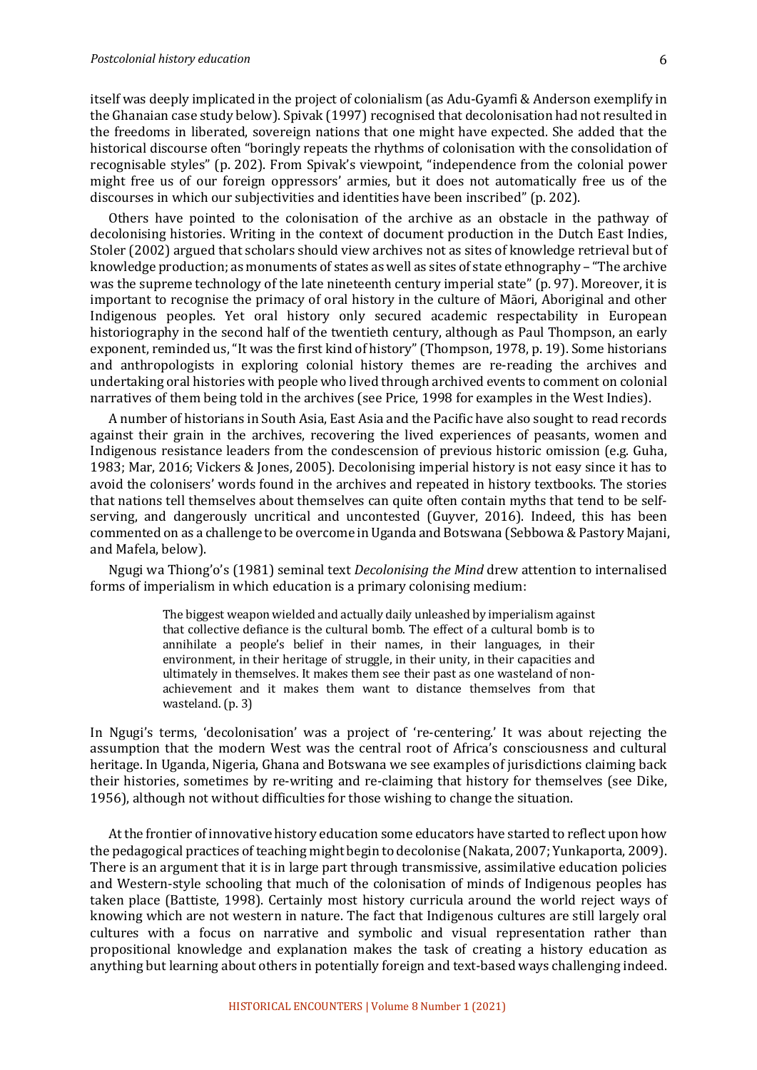itself was deeply implicated in the project of colonialism (as Adu-Gyamfi & Anderson exemplify in the Ghanaian case study below). Spivak (1997) recognised that decolonisation had not resulted in the freedoms in liberated, sovereign nations that one might have expected. She added that the historical discourse often "boringly repeats the rhythms of colonisation with the consolidation of recognisable styles" (p. 202). From Spivak's viewpoint, "independence from the colonial power might free us of our foreign oppressors' armies, but it does not automatically free us of the discourses in which our subjectivities and identities have been inscribed" (p. 202).

Others have pointed to the colonisation of the archive as an obstacle in the pathway of decolonising histories. Writing in the context of document production in the Dutch East Indies, Stoler (2002) argued that scholars should view archives not as sites of knowledge retrieval but of knowledge production; as monuments of states as well as sites of state ethnography – "The archive was the supreme technology of the late nineteenth century imperial state" (p. 97). Moreover, it is important to recognise the primacy of oral history in the culture of Māori, Aboriginal and other Indigenous peoples. Yet oral history only secured academic respectability in European historiography in the second half of the twentieth century, although as Paul Thompson, an early exponent, reminded us, "It was the first kind of history" (Thompson, 1978, p. 19). Some historians and anthropologists in exploring colonial history themes are re-reading the archives and undertaking oral histories with people who lived through archived events to comment on colonial narratives of them being told in the archives (see Price, 1998 for examples in the West Indies).

A number of historians in South Asia, East Asia and the Pacific have also sought to read records against their grain in the archives, recovering the lived experiences of peasants, women and Indigenous resistance leaders from the condescension of previous historic omission (e.g. Guha, 1983; Mar, 2016; Vickers & Jones, 2005). Decolonising imperial history is not easy since it has to avoid the colonisers' words found in the archives and repeated in history textbooks. The stories that nations tell themselves about themselves can quite often contain myths that tend to be self-serving, and dangerously uncritical and uncontested (Guyver, 2016). Indeed, this has been commented on as a challenge to be overcome in Uganda and Botswana (Sebbowa & Pastory Majani, and Mafela, below).

Ngugi wa Thiong'o's (1981) seminal text *Decolonising the Mind* drew attention to internalised forms of imperialism in which education is a primary colonising medium:

> The biggest weapon wielded and actually daily unleashed by imperialism against that collective defiance is the cultural bomb. The effect of a cultural bomb is to annihilate a people's belief in their names, in their languages, in their environment, in their heritage of struggle, in their unity, in their capacities and ultimately in themselves. It makes them see their past as one wasteland of non-achievement and it makes them want to distance themselves from that wasteland. (p. 3)

In Ngugi's terms, 'decolonisation' was a project of 're-centering.' It was about rejecting the assumption that the modern West was the central root of Africa's consciousness and cultural heritage. In Uganda, Nigeria, Ghana and Botswana we see examples of jurisdictions claiming back their histories, sometimes by re-writing and re-claiming that history for themselves (see Dike, 1956), although not without difficulties for those wishing to change the situation.

At the frontier of innovative history education some educators have started to reflect upon how the pedagogical practices of teaching might begin to decolonise (Nakata, 2007; Yunkaporta, 2009). There is an argument that it is in large part through transmissive, assimilative education policies and Western-style schooling that much of the colonisation of minds of Indigenous peoples has taken place (Battiste, 1998). Certainly most history curricula around the world reject ways of knowing which are not western in nature. The fact that Indigenous cultures are still largely oral cultures with a focus on narrative and symbolic and visual representation rather than propositional knowledge and explanation makes the task of creating a history education as anything but learning about others in potentially foreign and text-based ways challenging indeed.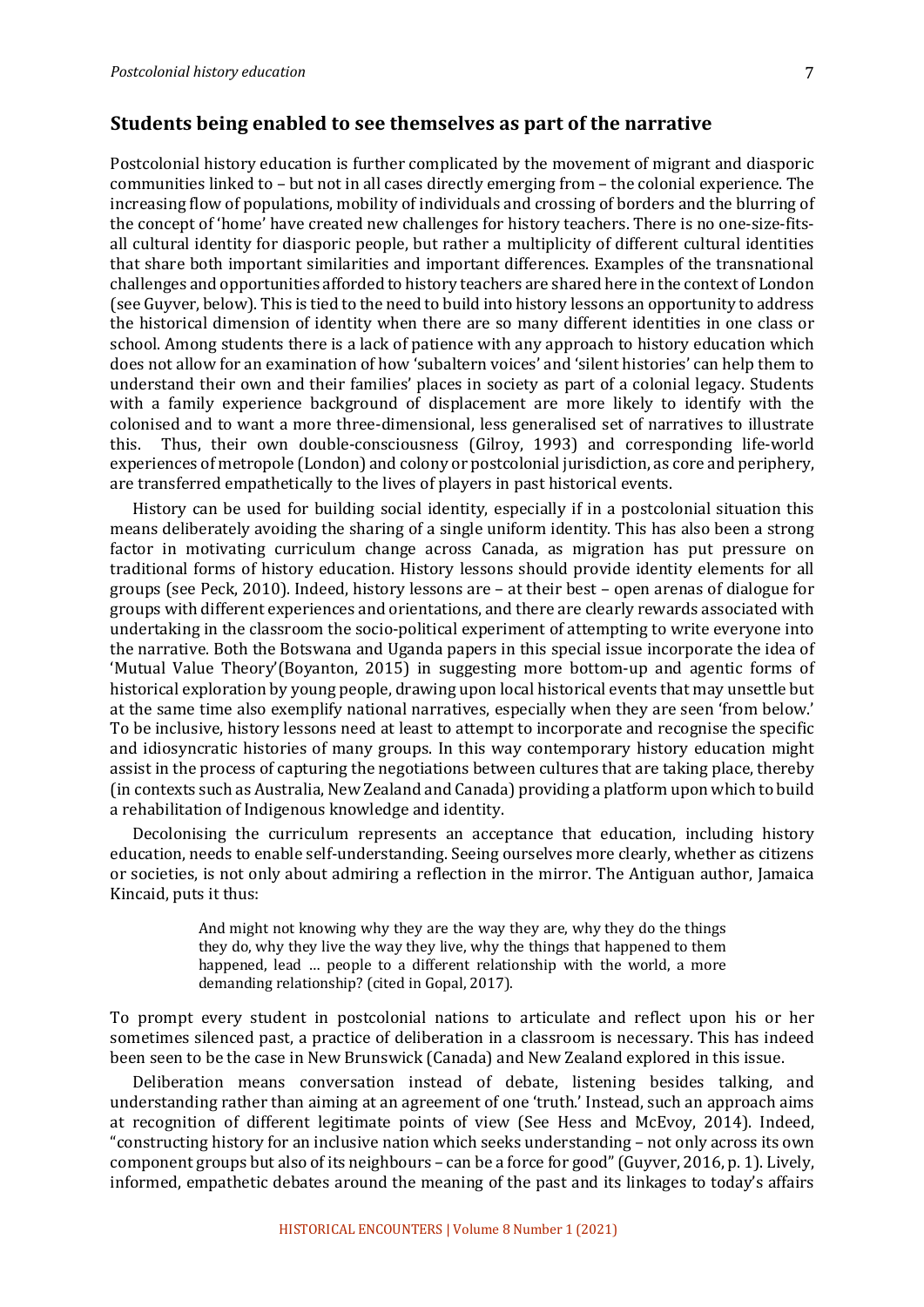## Students being enabled to see themselves as part of the narrative

Postcolonial history education is further complicated by the movement of migrant and diasporic communities linked to – but not in all cases directly emerging from – the colonial experience. The increasing flow of populations, mobility of individuals and crossing of borders and the blurring of the concept of 'home' have created new challenges for history teachers. There is no one-size-fits-all cultural identity for diasporic people, but rather a multiplicity of different cultural identities that share both important similarities and important differences. Examples of the transnational challenges and opportunities afforded to history teachers are shared here in the context of London (see Guyver, below). This is tied to the need to build into history lessons an opportunity to address the historical dimension of identity when there are so many different identities in one class or school. Among students there is a lack of patience with any approach to history education which does not allow for an examination of how 'subaltern voices' and 'silent histories' can help them to understand their own and their families' places in society as part of a colonial legacy. Students with a family experience background of displacement are more likely to identify with the colonised and to want a more three-dimensional, less generalised set of narratives to illustrate this. Thus, their own double-consciousness (Gilroy, 1993) and corresponding life-world experiences of metropole (London) and colony or postcolonial jurisdiction, as core and periphery, are transferred empathetically to the lives of players in past historical events.

History can be used for building social identity, especially if in a postcolonial situation this means deliberately avoiding the sharing of a single uniform identity. This has also been a strong factor in motivating curriculum change across Canada, as migration has put pressure on traditional forms of history education. History lessons should provide identity elements for all groups (see Peck, 2010). Indeed, history lessons are – at their best – open arenas of dialogue for groups with different experiences and orientations, and there are clearly rewards associated with undertaking in the classroom the socio-political experiment of attempting to write everyone into the narrative. Both the Botswana and Uganda papers in this special issue incorporate the idea of 'Mutual Value Theory'(Boyanton, 2015) in suggesting more bottom-up and agentic forms of historical exploration by young people, drawing upon local historical events that may unsettle but at the same time also exemplify national narratives, especially when they are seen 'from below.' To be inclusive, history lessons need at least to attempt to incorporate and recognise the specific and idiosyncratic histories of many groups. In this way contemporary history education might assist in the process of capturing the negotiations between cultures that are taking place, thereby (in contexts such as Australia, New Zealand and Canada) providing a platform upon which to build a rehabilitation of Indigenous knowledge and identity.

Decolonising the curriculum represents an acceptance that education, including history education, needs to enable self-understanding. Seeing ourselves more clearly, whether as citizens or societies, is not only about admiring a reflection in the mirror. The Antiguan author, Jamaica Kincaid, puts it thus:

> And might not knowing why they are the way they are, why they do the things they do, why they live the way they live, why the things that happened to them happened, lead … people to a different relationship with the world, a more demanding relationship? (cited in Gopal, 2017).

To prompt every student in postcolonial nations to articulate and reflect upon his or her sometimes silenced past, a practice of deliberation in a classroom is necessary. This has indeed been seen to be the case in New Brunswick (Canada) and New Zealand explored in this issue.

Deliberation means conversation instead of debate, listening besides talking, and understanding rather than aiming at an agreement of one 'truth.' Instead, such an approach aims at recognition of different legitimate points of view (See Hess and McEvoy, 2014). Indeed, "constructing history for an inclusive nation which seeks understanding – not only across its own component groups but also of its neighbours – can be a force for good" (Guyver, 2016, p. 1). Lively, informed, empathetic debates around the meaning of the past and its linkages to today's affairs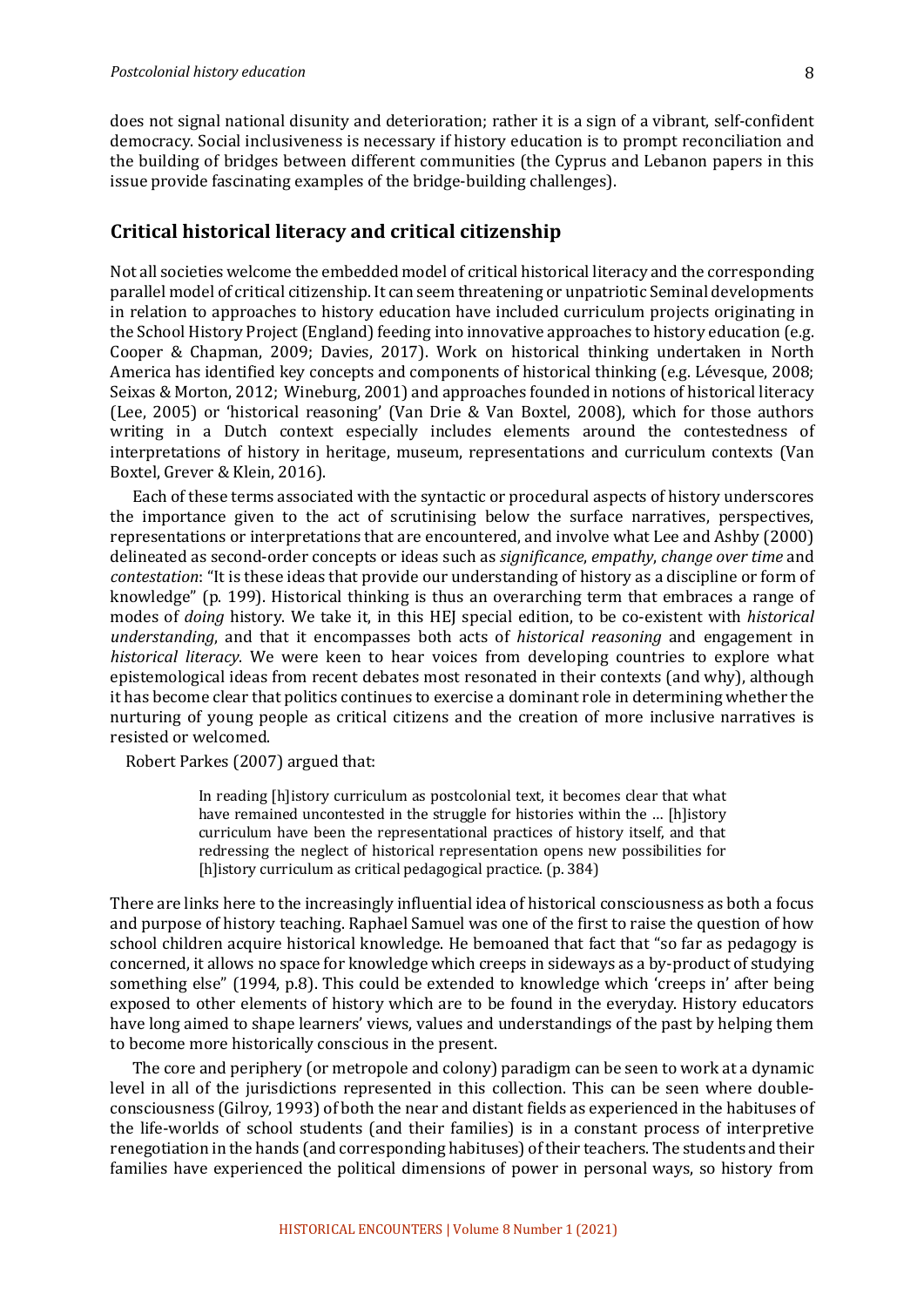does not signal national disunity and deterioration; rather it is a sign of a vibrant, self-confident democracy. Social inclusiveness is necessary if history education is to prompt reconciliation and the building of bridges between different communities (the Cyprus and Lebanon papers in this issue provide fascinating examples of the bridge-building challenges).

## Critical historical literacy and critical citizenship

Not all societies welcome the embedded model of critical historical literacy and the corresponding parallel model of critical citizenship. It can seem threatening or unpatriotic Seminal developments in relation to approaches to history education have included curriculum projects originating in the School History Project (England) feeding into innovative approaches to history education (e.g. Cooper & Chapman, 2009; Davies, 2017). Work on historical thinking undertaken in North America has identified key concepts and components of historical thinking (e.g. Lévesque, 2008; Seixas & Morton, 2012; Wineburg, 2001) and approaches founded in notions of historical literacy (Lee, 2005) or 'historical reasoning' (Van Drie & Van Boxtel, 2008), which for those authors writing in a Dutch context especially includes elements around the contestedness of interpretations of history in heritage, museum, representations and curriculum contexts (Van Boxtel, Grever & Klein, 2016).

Each of these terms associated with the syntactic or procedural aspects of history underscores the importance given to the act of scrutinising below the surface narratives, perspectives, representations or interpretations that are encountered, and involve what Lee and Ashby (2000) delineated as second-order concepts or ideas such as *significance*, *empathy*, *change over time* and *contestation*: "It is these ideas that provide our understanding of history as a discipline or form of knowledge" (p. 199). Historical thinking is thus an overarching term that embraces a range of modes of *doing* history. We take it, in this HEJ special edition, to be co-existent with *historical understanding*, and that it encompasses both acts of *historical reasoning* and engagement in *historical literacy*. We were keen to hear voices from developing countries to explore what epistemological ideas from recent debates most resonated in their contexts (and why), although it has become clear that politics continues to exercise a dominant role in determining whether the nurturing of young people as critical citizens and the creation of more inclusive narratives is resisted or welcomed.

Robert Parkes (2007) argued that:

> In reading [h]istory curriculum as postcolonial text, it becomes clear that what have remained uncontested in the struggle for histories within the … [h]istory curriculum have been the representational practices of history itself, and that redressing the neglect of historical representation opens new possibilities for [h]istory curriculum as critical pedagogical practice. (p. 384)

There are links here to the increasingly influential idea of historical consciousness as both a focus and purpose of history teaching. Raphael Samuel was one of the first to raise the question of how school children acquire historical knowledge. He bemoaned that fact that "so far as pedagogy is concerned, it allows no space for knowledge which creeps in sideways as a by-product of studying something else" (1994, p.8). This could be extended to knowledge which 'creeps in' after being exposed to other elements of history which are to be found in the everyday. History educators have long aimed to shape learners' views, values and understandings of the past by helping them to become more historically conscious in the present.

The core and periphery (or metropole and colony) paradigm can be seen to work at a dynamic level in all of the jurisdictions represented in this collection. This can be seen where double-consciousness (Gilroy, 1993) of both the near and distant fields as experienced in the habituses of the life-worlds of school students (and their families) is in a constant process of interpretive renegotiation in the hands (and corresponding habituses) of their teachers. The students and their families have experienced the political dimensions of power in personal ways, so history from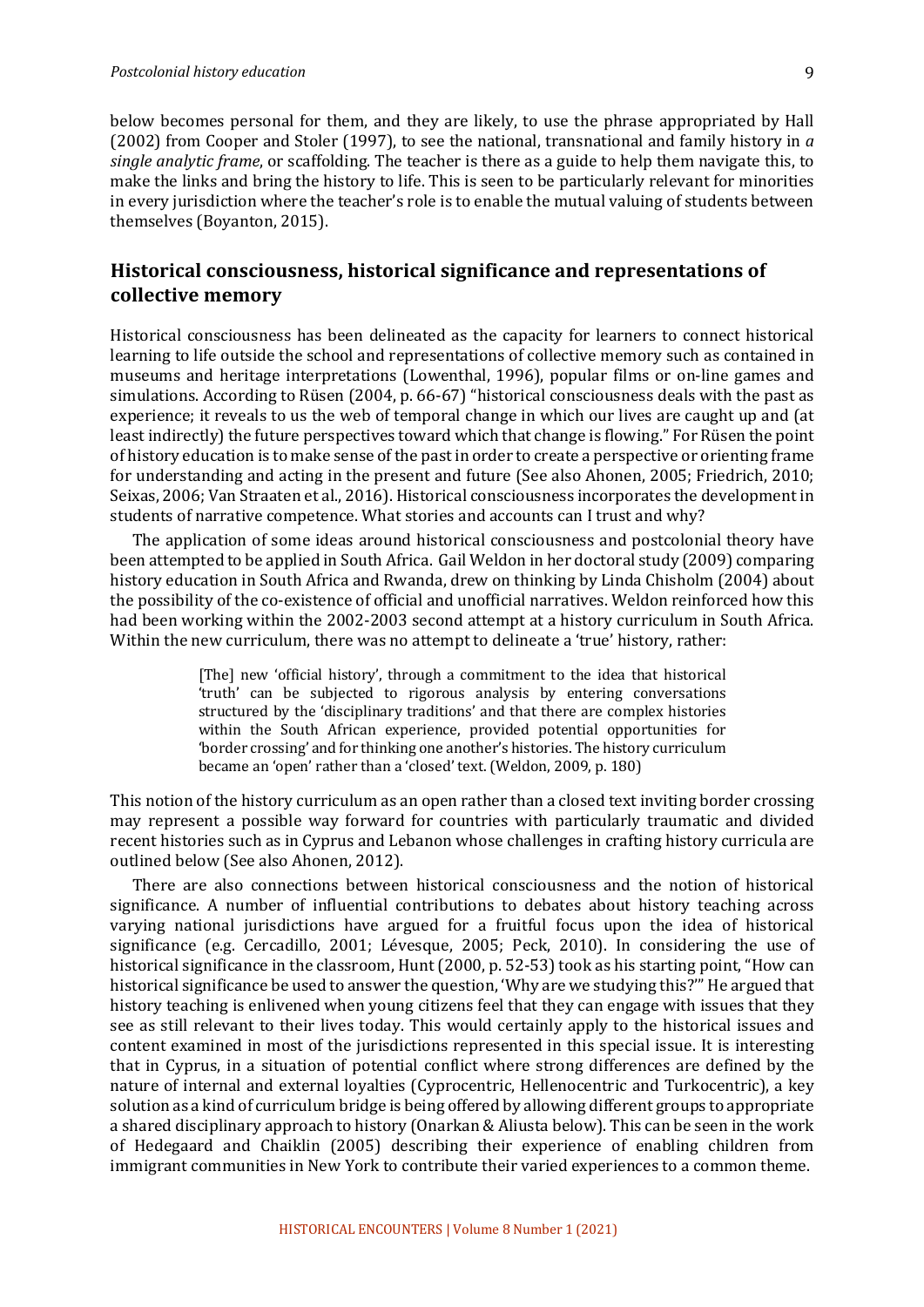below becomes personal for them, and they are likely, to use the phrase appropriated by Hall (2002) from Cooper and Stoler (1997), to see the national, transnational and family history in *a single analytic frame*, or scaffolding. The teacher is there as a guide to help them navigate this, to make the links and bring the history to life. This is seen to be particularly relevant for minorities in every jurisdiction where the teacher's role is to enable the mutual valuing of students between themselves (Boyanton, 2015).

## Historical consciousness, historical significance and representations of collective memory

Historical consciousness has been delineated as the capacity for learners to connect historical learning to life outside the school and representations of collective memory such as contained in museums and heritage interpretations (Lowenthal, 1996), popular films or on-line games and simulations. According to Rüsen (2004, p. 66-67) "historical consciousness deals with the past as experience; it reveals to us the web of temporal change in which our lives are caught up and (at least indirectly) the future perspectives toward which that change is flowing." For Rüsen the point of history education is to make sense of the past in order to create a perspective or orienting frame for understanding and acting in the present and future (See also Ahonen, 2005; Friedrich, 2010; Seixas, 2006; Van Straaten et al., 2016). Historical consciousness incorporates the development in students of narrative competence. What stories and accounts can I trust and why?

The application of some ideas around historical consciousness and postcolonial theory have been attempted to be applied in South Africa. Gail Weldon in her doctoral study (2009) comparing history education in South Africa and Rwanda, drew on thinking by Linda Chisholm (2004) about the possibility of the co-existence of official and unofficial narratives. Weldon reinforced how this had been working within the 2002-2003 second attempt at a history curriculum in South Africa. Within the new curriculum, there was no attempt to delineate a 'true' history, rather:

> [The] new 'official history', through a commitment to the idea that historical 'truth' can be subjected to rigorous analysis by entering conversations structured by the 'disciplinary traditions' and that there are complex histories within the South African experience, provided potential opportunities for 'border crossing' and for thinking one another's histories. The history curriculum became an 'open' rather than a 'closed' text. (Weldon, 2009, p. 180)

This notion of the history curriculum as an open rather than a closed text inviting border crossing may represent a possible way forward for countries with particularly traumatic and divided recent histories such as in Cyprus and Lebanon whose challenges in crafting history curricula are outlined below (See also Ahonen, 2012).

There are also connections between historical consciousness and the notion of historical significance. A number of influential contributions to debates about history teaching across varying national jurisdictions have argued for a fruitful focus upon the idea of historical significance (e.g. Cercadillo, 2001; Lévesque, 2005; Peck, 2010). In considering the use of historical significance in the classroom, Hunt (2000, p. 52-53) took as his starting point, "How can historical significance be used to answer the question, 'Why are we studying this?'" He argued that history teaching is enlivened when young citizens feel that they can engage with issues that they see as still relevant to their lives today. This would certainly apply to the historical issues and content examined in most of the jurisdictions represented in this special issue. It is interesting that in Cyprus, in a situation of potential conflict where strong differences are defined by the nature of internal and external loyalties (Cyprocentric, Hellenocentric and Turkocentric), a key solution as a kind of curriculum bridge is being offered by allowing different groups to appropriate a shared disciplinary approach to history (Onarkan & Aliusta below). This can be seen in the work of Hedegaard and Chaiklin (2005) describing their experience of enabling children from immigrant communities in New York to contribute their varied experiences to a common theme.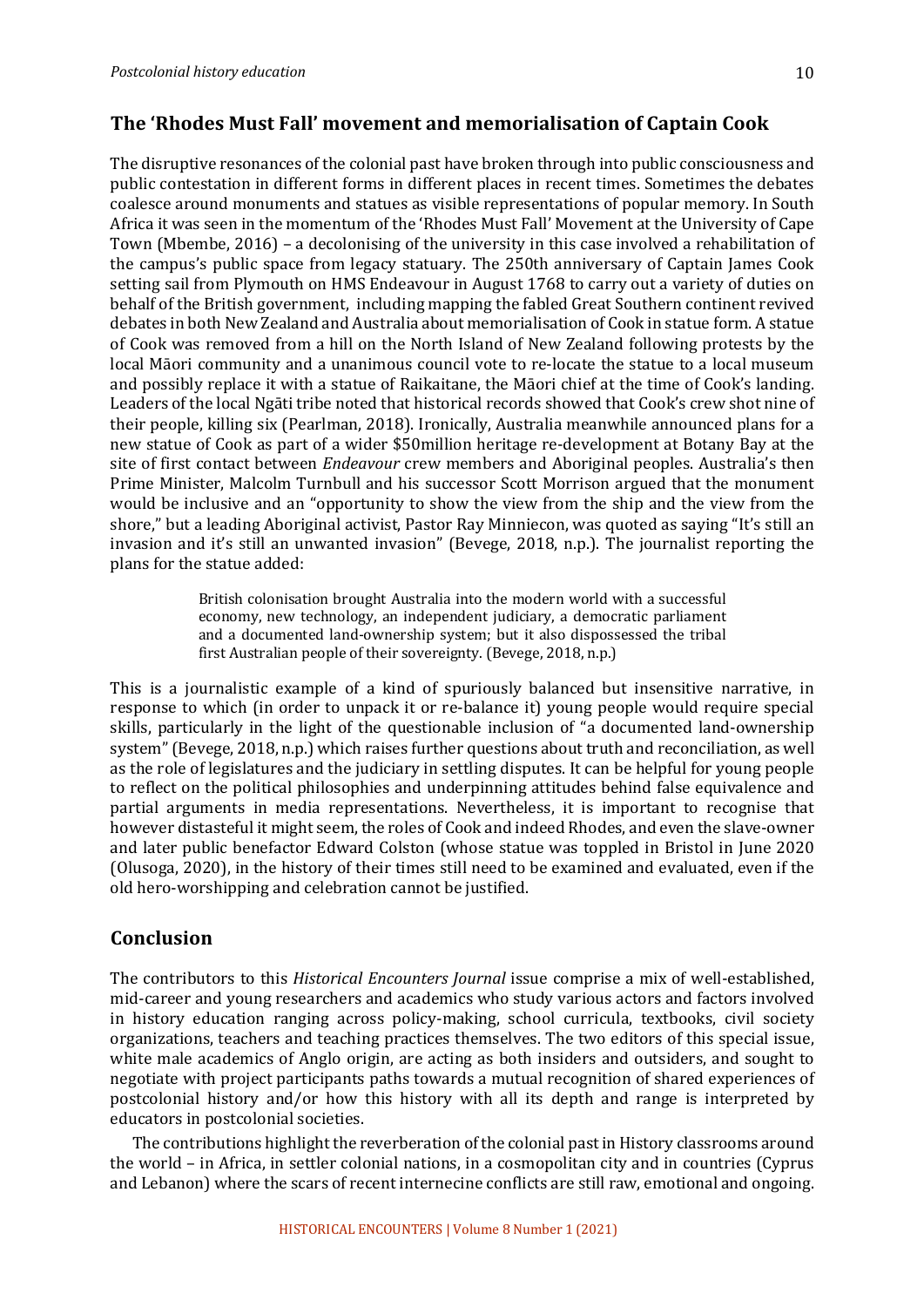## The 'Rhodes Must Fall' movement and memorialisation of Captain Cook

The disruptive resonances of the colonial past have broken through into public consciousness and public contestation in different forms in different places in recent times. Sometimes the debates coalesce around monuments and statues as visible representations of popular memory. In South Africa it was seen in the momentum of the 'Rhodes Must Fall' Movement at the University of Cape Town (Mbembe, 2016) – a decolonising of the university in this case involved a rehabilitation of the campus's public space from legacy statuary. The 250th anniversary of Captain James Cook setting sail from Plymouth on HMS Endeavour in August 1768 to carry out a variety of duties on behalf of the British government, including mapping the fabled Great Southern continent revived debates in both New Zealand and Australia about memorialisation of Cook in statue form. A statue of Cook was removed from a hill on the North Island of New Zealand following protests by the local Māori community and a unanimous council vote to re-locate the statue to a local museum and possibly replace it with a statue of Raikaitane, the Māori chief at the time of Cook's landing. Leaders of the local Ngāti tribe noted that historical records showed that Cook's crew shot nine of their people, killing six (Pearlman, 2018). Ironically, Australia meanwhile announced plans for a new statue of Cook as part of a wider $50million heritage re-development at Botany Bay at the site of first contact between *Endeavour* crew members and Aboriginal peoples. Australia's then Prime Minister, Malcolm Turnbull and his successor Scott Morrison argued that the monument would be inclusive and an "opportunity to show the view from the ship and the view from the shore," but a leading Aboriginal activist, Pastor Ray Minniecon, was quoted as saying "It's still an invasion and it's still an unwanted invasion" (Bevege, 2018, n.p.). The journalist reporting the plans for the statue added:

> British colonisation brought Australia into the modern world with a successful economy, new technology, an independent judiciary, a democratic parliament and a documented land-ownership system; but it also dispossessed the tribal first Australian people of their sovereignty. (Bevege, 2018, n.p.)

This is a journalistic example of a kind of spuriously balanced but insensitive narrative, in response to which (in order to unpack it or re-balance it) young people would require special skills, particularly in the light of the questionable inclusion of "a documented land-ownership system" (Bevege, 2018, n.p.) which raises further questions about truth and reconciliation, as well as the role of legislatures and the judiciary in settling disputes. It can be helpful for young people to reflect on the political philosophies and underpinning attitudes behind false equivalence and partial arguments in media representations. Nevertheless, it is important to recognise that however distasteful it might seem, the roles of Cook and indeed Rhodes, and even the slave-owner and later public benefactor Edward Colston (whose statue was toppled in Bristol in June 2020 (Olusoga, 2020), in the history of their times still need to be examined and evaluated, even if the old hero-worshipping and celebration cannot be justified.

## Conclusion

The contributors to this *Historical Encounters Journal* issue comprise a mix of well-established, mid-career and young researchers and academics who study various actors and factors involved in history education ranging across policy-making, school curricula, textbooks, civil society organizations, teachers and teaching practices themselves. The two editors of this special issue, white male academics of Anglo origin, are acting as both insiders and outsiders, and sought to negotiate with project participants paths towards a mutual recognition of shared experiences of postcolonial history and/or how this history with all its depth and range is interpreted by educators in postcolonial societies.

The contributions highlight the reverberation of the colonial past in History classrooms around the world – in Africa, in settler colonial nations, in a cosmopolitan city and in countries (Cyprus and Lebanon) where the scars of recent internecine conflicts are still raw, emotional and ongoing.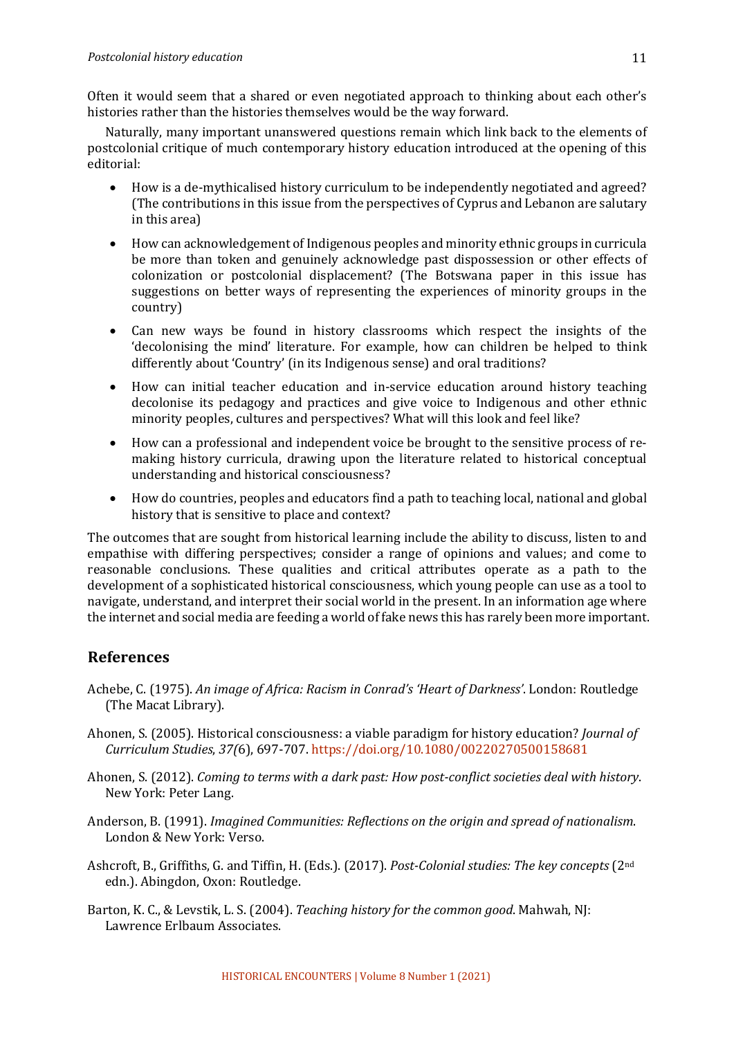Often it would seem that a shared or even negotiated approach to thinking about each other's histories rather than the histories themselves would be the way forward.

Naturally, many important unanswered questions remain which link back to the elements of postcolonial critique of much contemporary history education introduced at the opening of this editorial:

- How is a de-mythicalised history curriculum to be independently negotiated and agreed? (The contributions in this issue from the perspectives of Cyprus and Lebanon are salutary in this area)
- How can acknowledgement of Indigenous peoples and minority ethnic groups in curricula be more than token and genuinely acknowledge past dispossession or other effects of colonization or postcolonial displacement? (The Botswana paper in this issue has suggestions on better ways of representing the experiences of minority groups in the country)
- Can new ways be found in history classrooms which respect the insights of the 'decolonising the mind' literature. For example, how can children be helped to think differently about 'Country' (in its Indigenous sense) and oral traditions?
- How can initial teacher education and in-service education around history teaching decolonise its pedagogy and practices and give voice to Indigenous and other ethnic minority peoples, cultures and perspectives? What will this look and feel like?
- How can a professional and independent voice be brought to the sensitive process of re-making history curricula, drawing upon the literature related to historical conceptual understanding and historical consciousness?
- How do countries, peoples and educators find a path to teaching local, national and global history that is sensitive to place and context?

The outcomes that are sought from historical learning include the ability to discuss, listen to and empathise with differing perspectives; consider a range of opinions and values; and come to reasonable conclusions. These qualities and critical attributes operate as a path to the development of a sophisticated historical consciousness, which young people can use as a tool to navigate, understand, and interpret their social world in the present. In an information age where the internet and social media are feeding a world of fake news this has rarely been more important.

## References

Achebe, C. (1975). *An image of Africa: Racism in Conrad's 'Heart of Darkness'*. London: Routledge (The Macat Library).

Ahonen, S. (2005). Historical consciousness: a viable paradigm for history education? *Journal of Curriculum Studies*, *37(*6), 697-707. https://doi.org/10.1080/00220270500158681

Ahonen, S. (2012). *Coming to terms with a dark past: How post-conflict societies deal with history*. New York: Peter Lang.

Anderson, B. (1991). *Imagined Communities: Reflections on the origin and spread of nationalism*. London & New York: Verso.

Ashcroft, B., Griffiths, G. and Tiffin, H. (Eds.). (2017). *Post-Colonial studies: The key concepts* (2nd edn.). Abingdon, Oxon: Routledge.

Barton, K. C., & Levstik, L. S. (2004). *Teaching history for the common good*. Mahwah, NJ: Lawrence Erlbaum Associates.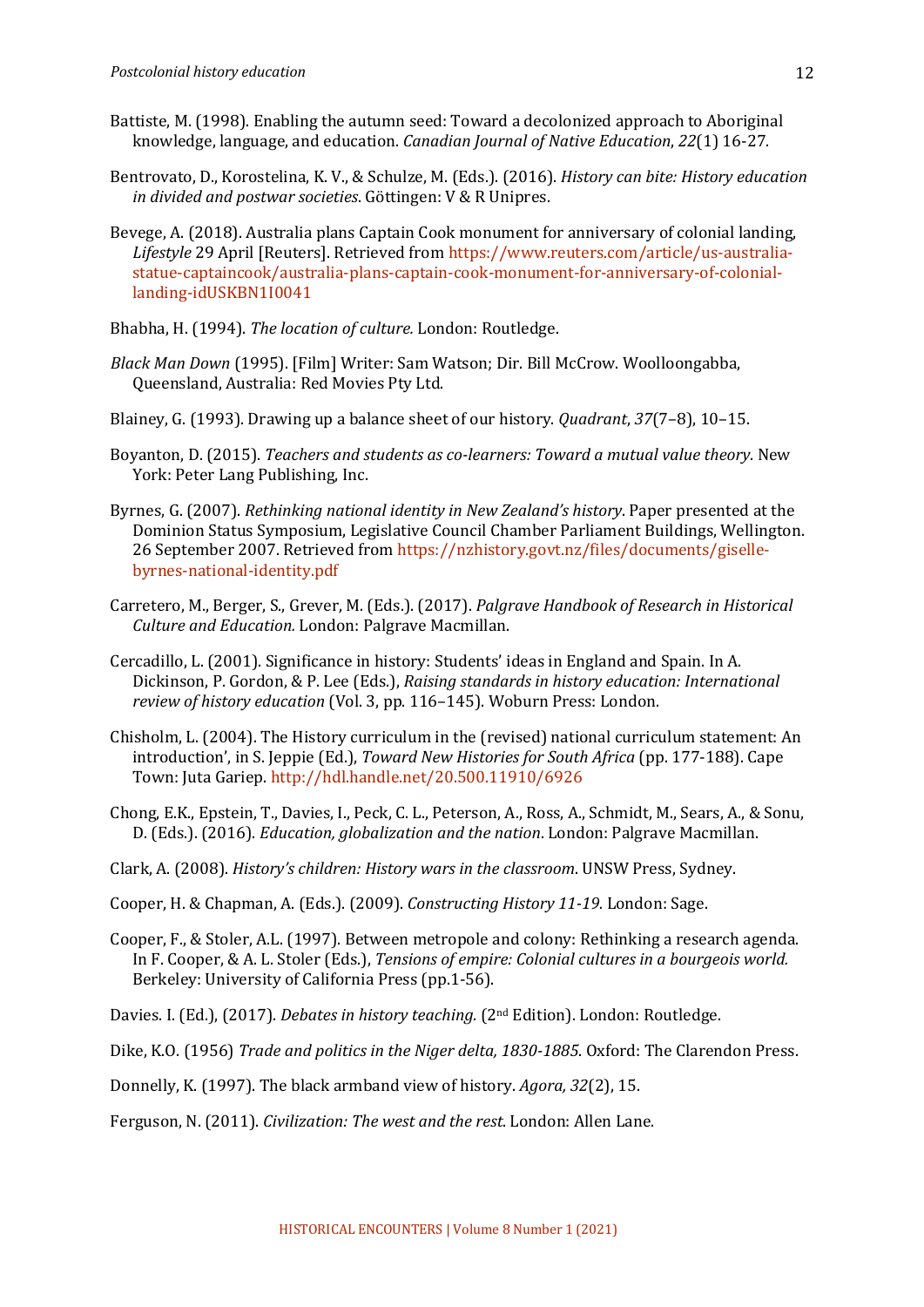Battiste, M. (1998). Enabling the autumn seed: Toward a decolonized approach to Aboriginal knowledge, language, and education. *Canadian Journal of Native Education*, *22*(1) 16-27.

Bentrovato, D., Korostelina, K. V., & Schulze, M. (Eds.). (2016). *History can bite: History education in divided and postwar societies*. Göttingen: V & R Unipres.

Bevege, A. (2018). Australia plans Captain Cook monument for anniversary of colonial landing, *Lifestyle* 29 April [Reuters]. Retrieved from https://www.reuters.com/article/us-australia-statue-captaincook/australia-plans-captain-cook-monument-for-anniversary-of-colonial-landing-idUSKBN1I0041

Bhabha, H. (1994). *The location of culture.* London: Routledge.

*Black Man Down* (1995). [Film] Writer: Sam Watson; Dir. Bill McCrow. Woolloongabba, Queensland, Australia: Red Movies Pty Ltd.

Blainey, G. (1993). Drawing up a balance sheet of our history. *Quadrant*, *37*(7–8), 10–15.

Boyanton, D. (2015). *Teachers and students as co-learners: Toward a mutual value theory*. New York: Peter Lang Publishing, Inc.

Byrnes, G. (2007). *Rethinking national identity in New Zealand's history*. Paper presented at the Dominion Status Symposium, Legislative Council Chamber Parliament Buildings, Wellington. 26 September 2007. Retrieved from https://nzhistory.govt.nz/files/documents/giselle-byrnes-national-identity.pdf

Carretero, M., Berger, S., Grever, M. (Eds.). (2017). *Palgrave Handbook of Research in Historical Culture and Education.* London: Palgrave Macmillan.

Cercadillo, L. (2001). Significance in history: Students' ideas in England and Spain. In A. Dickinson, P. Gordon, & P. Lee (Eds.), *Raising standards in history education: International review of history education* (Vol. 3, pp. 116–145). Woburn Press: London.

Chisholm, L. (2004). The History curriculum in the (revised) national curriculum statement: An introduction', in S. Jeppie (Ed.), *Toward New Histories for South Africa* (pp. 177-188). Cape Town: Juta Gariep. http://hdl.handle.net/20.500.11910/6926

Chong, E.K., Epstein, T., Davies, I., Peck, C. L., Peterson, A., Ross, A., Schmidt, M., Sears, A., & Sonu, D. (Eds.). (2016). *Education, globalization and the nation*. London: Palgrave Macmillan.

Clark, A. (2008). *History's children: History wars in the classroom*. UNSW Press, Sydney.

Cooper, H. & Chapman, A. (Eds.). (2009). *Constructing History 11-19.* London: Sage.

Cooper, F., & Stoler, A.L. (1997). Between metropole and colony: Rethinking a research agenda. In F. Cooper, & A. L. Stoler (Eds.), *Tensions of empire: Colonial cultures in a bourgeois world.* Berkeley: University of California Press (pp.1-56).

Davies. I. (Ed.), (2017). *Debates in history teaching*. (2nd Edition). London: Routledge.

Dike, K.O. (1956) *Trade and politics in the Niger delta, 1830-1885*. Oxford: The Clarendon Press.

Donnelly, K. (1997). The black armband view of history. *Agora, 32*(2), 15.

Ferguson, N. (2011). *Civilization: The west and the rest.* London: Allen Lane.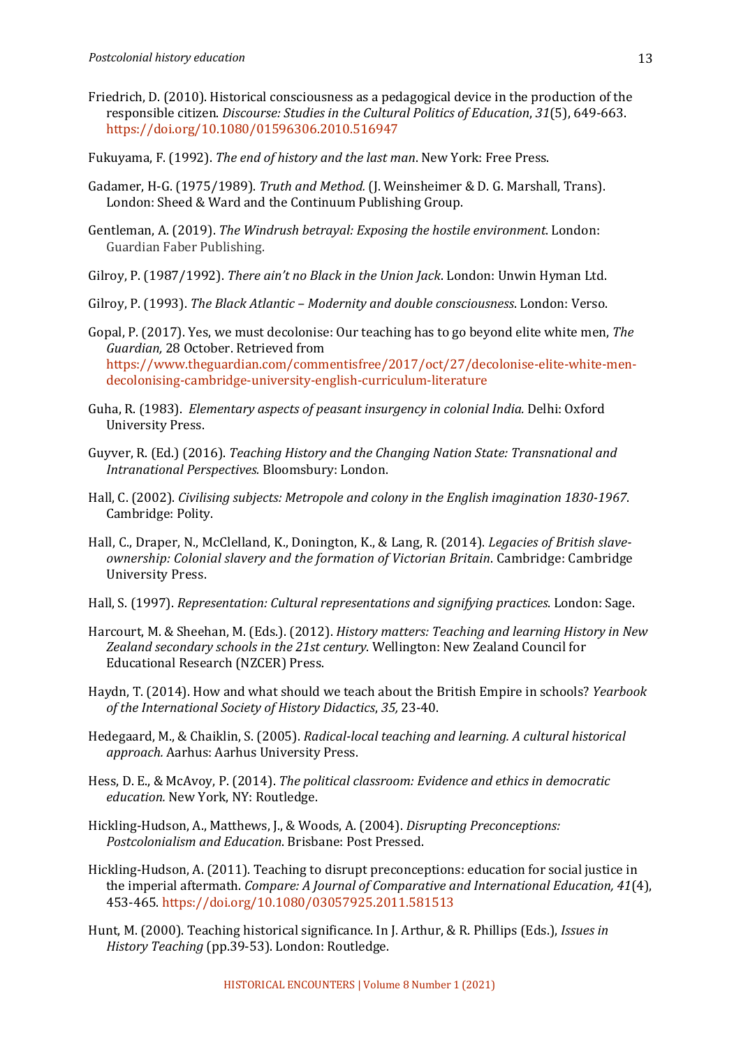Friedrich, D. (2010). Historical consciousness as a pedagogical device in the production of the responsible citizen. *Discourse: Studies in the Cultural Politics of Education*, *31*(5), 649-663. https://doi.org/10.1080/01596306.2010.516947

Fukuyama, F. (1992). *The end of history and the last man*. New York: Free Press.

Gadamer, H-G. (1975/1989). *Truth and Method.* (J. Weinsheimer & D. G. Marshall, Trans). London: Sheed & Ward and the Continuum Publishing Group.

Gentleman, A. (2019). *The Windrush betrayal: Exposing the hostile environment*. London: Guardian Faber Publishing.

Gilroy, P. (1987/1992). *There ain't no Black in the Union Jack*. London: Unwin Hyman Ltd.

Gilroy, P. (1993). *The Black Atlantic – Modernity and double consciousness*. London: Verso.

Gopal, P. (2017). Yes, we must decolonise: Our teaching has to go beyond elite white men, *The Guardian,* 28 October. Retrieved from https://www.theguardian.com/commentisfree/2017/oct/27/decolonise-elite-white-men-decolonising-cambridge-university-english-curriculum-literature

Guha, R. (1983). *Elementary aspects of peasant insurgency in colonial India.* Delhi: Oxford University Press.

Guyver, R. (Ed.) (2016). *Teaching History and the Changing Nation State: Transnational and Intranational Perspectives.* Bloomsbury: London.

Hall, C. (2002). *Civilising subjects: Metropole and colony in the English imagination 1830-1967*. Cambridge: Polity.

Hall, C., Draper, N., McClelland, K., Donington, K., & Lang, R. (2014). *Legacies of British slave-ownership: Colonial slavery and the formation of Victorian Britain*. Cambridge: Cambridge University Press.

Hall, S. (1997). *Representation: Cultural representations and signifying practices*. London: Sage.

Harcourt, M. & Sheehan, M. (Eds.). (2012). *History matters: Teaching and learning History in New Zealand secondary schools in the 21st century*. Wellington: New Zealand Council for Educational Research (NZCER) Press.

Haydn, T. (2014). How and what should we teach about the British Empire in schools? *Yearbook of the International Society of History Didactics*, *35,* 23-40.

Hedegaard, M., & Chaiklin, S. (2005). *Radical-local teaching and learning. A cultural historical approach.* Aarhus: Aarhus University Press.

Hess, D. E., & McAvoy, P. (2014). *The political classroom: Evidence and ethics in democratic education.* New York, NY: Routledge.

Hickling-Hudson, A., Matthews, J., & Woods, A. (2004). *Disrupting Preconceptions: Postcolonialism and Education*. Brisbane: Post Pressed.

Hickling-Hudson, A. (2011). Teaching to disrupt preconceptions: education for social justice in the imperial aftermath. *Compare: A Journal of Comparative and International Education, 41*(4), 453-465. https://doi.org/10.1080/03057925.2011.581513

Hunt, M. (2000). Teaching historical significance. In J. Arthur, & R. Phillips (Eds.), *Issues in History Teaching* (pp.39-53). London: Routledge.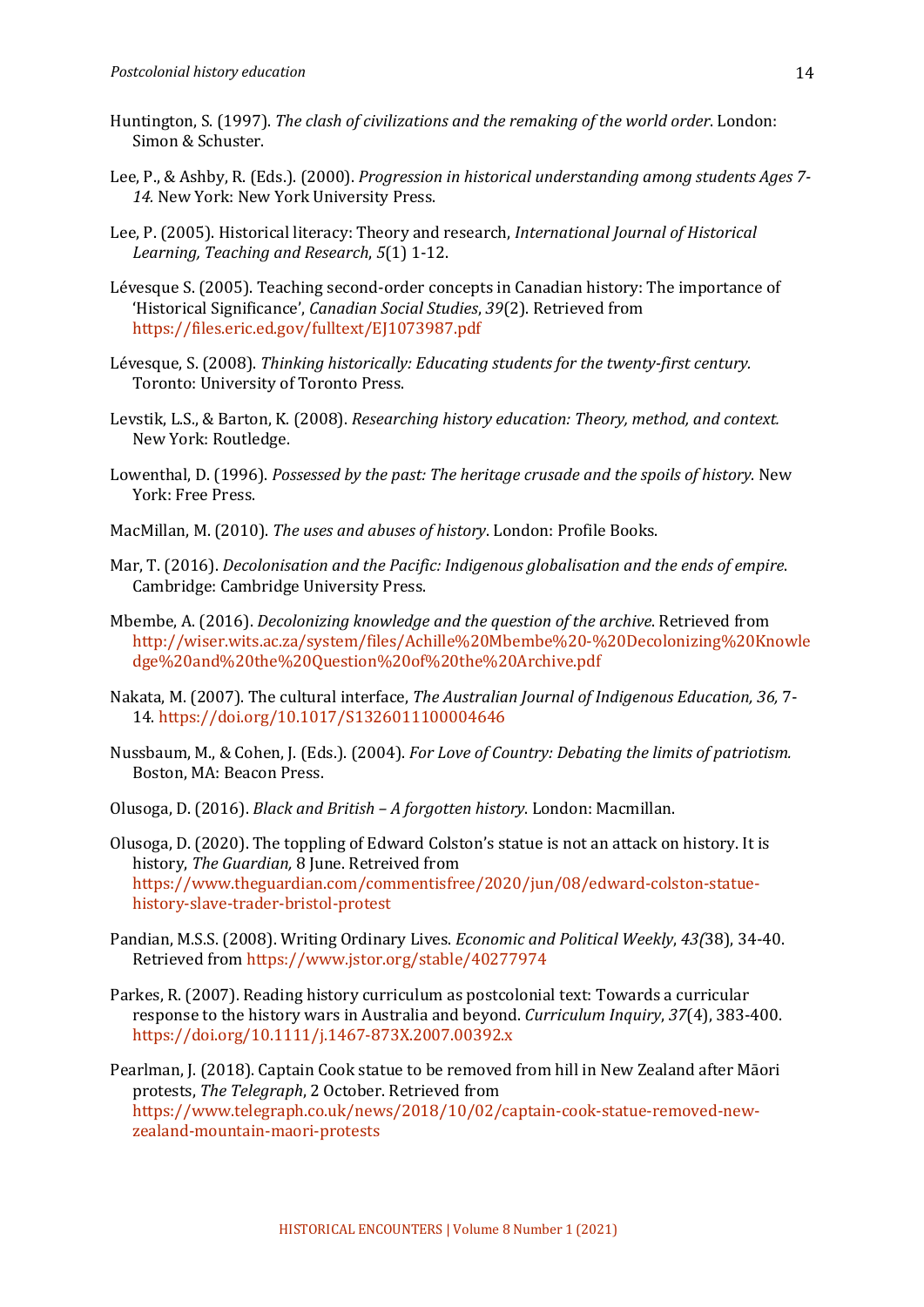Huntington, S. (1997). *The clash of civilizations and the remaking of the world order*. London: Simon & Schuster.

Lee, P., & Ashby, R. (Eds.). (2000). *Progression in historical understanding among students Ages 7-14.* New York: New York University Press.

Lee, P. (2005). Historical literacy: Theory and research, *International Journal of Historical Learning, Teaching and Research*, *5*(1) 1-12.

Lévesque S. (2005). Teaching second-order concepts in Canadian history: The importance of 'Historical Significance', *Canadian Social Studies*, *39*(2). Retrieved from https://files.eric.ed.gov/fulltext/EJ1073987.pdf

Lévesque, S. (2008). *Thinking historically: Educating students for the twenty-first century.* Toronto: University of Toronto Press.

Levstik, L.S., & Barton, K. (2008). *Researching history education: Theory, method, and context.* New York: Routledge.

Lowenthal, D. (1996). *Possessed by the past: The heritage crusade and the spoils of history*. New York: Free Press.

MacMillan, M. (2010). *The uses and abuses of history*. London: Profile Books.

Mar, T. (2016). *Decolonisation and the Pacific: Indigenous globalisation and the ends of empire*. Cambridge: Cambridge University Press.

Mbembe, A. (2016). *Decolonizing knowledge and the question of the archive*. Retrieved from http://wiser.wits.ac.za/system/files/Achille%20Mbembe%20-%20Decolonizing%20Knowledge%20and%20the%20Question%20of%20the%20Archive.pdf

Nakata, M. (2007). The cultural interface, *The Australian Journal of Indigenous Education, 36,* 7-14. https://doi.org/10.1017/S1326011100004646

Nussbaum, M., & Cohen, J. (Eds.). (2004). *For Love of Country: Debating the limits of patriotism.* Boston, MA: Beacon Press.

Olusoga, D. (2016). *Black and British – A forgotten history*. London: Macmillan.

Olusoga, D. (2020). The toppling of Edward Colston's statue is not an attack on history. It is history, *The Guardian,* 8 June. Retreived from https://www.theguardian.com/commentisfree/2020/jun/08/edward-colston-statue-history-slave-trader-bristol-protest

Pandian, M.S.S. (2008). Writing Ordinary Lives. *Economic and Political Weekly*, *43(*38), 34-40. Retrieved from https://www.jstor.org/stable/40277974

Parkes, R. (2007). Reading history curriculum as postcolonial text: Towards a curricular response to the history wars in Australia and beyond. *Curriculum Inquiry*, *37*(4), 383-400. https://doi.org/10.1111/j.1467-873X.2007.00392.x

Pearlman, J. (2018). Captain Cook statue to be removed from hill in New Zealand after Māori protests, *The Telegraph*, 2 October. Retrieved from https://www.telegraph.co.uk/news/2018/10/02/captain-cook-statue-removed-new-zealand-mountain-maori-protests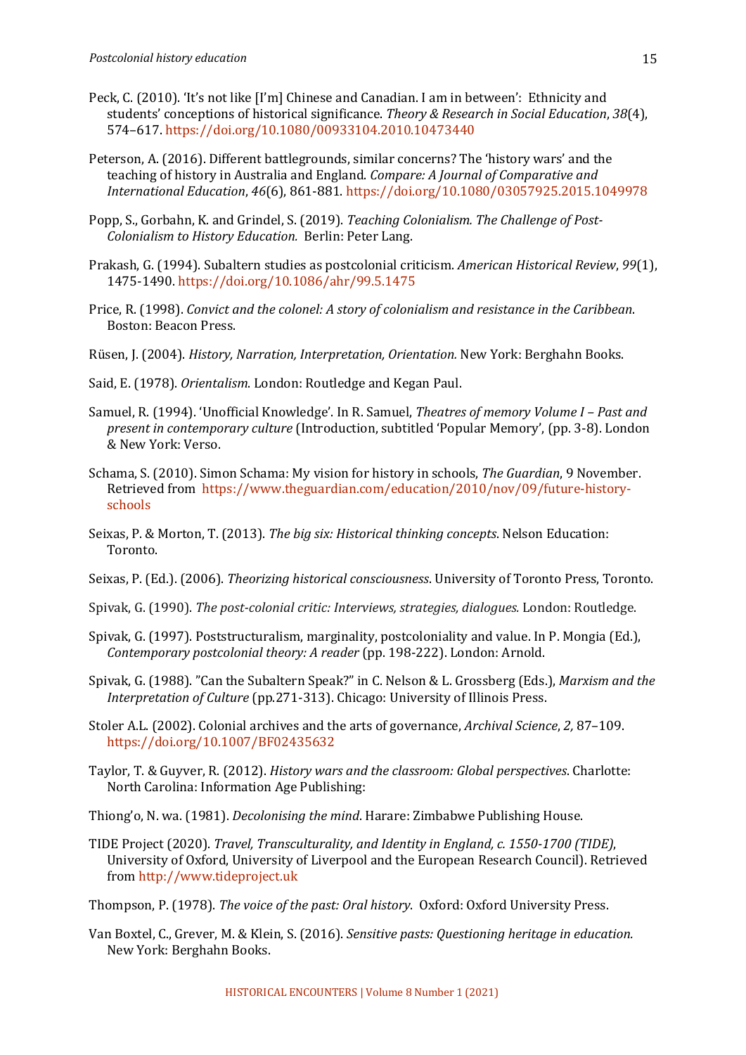Peck, C. (2010). 'It's not like [I'm] Chinese and Canadian. I am in between': Ethnicity and students' conceptions of historical significance. *Theory & Research in Social Education*, *38*(4), 574–617. https://doi.org/10.1080/00933104.2010.10473440

Peterson, A. (2016). Different battlegrounds, similar concerns? The 'history wars' and the teaching of history in Australia and England. *Compare: A Journal of Comparative and International Education*, *46*(6), 861-881. https://doi.org/10.1080/03057925.2015.1049978

Popp, S., Gorbahn, K. and Grindel, S. (2019). *Teaching Colonialism. The Challenge of Post-Colonialism to History Education.* Berlin: Peter Lang.

Prakash, G. (1994). Subaltern studies as postcolonial criticism. *American Historical Review*, *99*(1), 1475-1490. https://doi.org/10.1086/ahr/99.5.1475

Price, R. (1998). *Convict and the colonel: A story of colonialism and resistance in the Caribbean*. Boston: Beacon Press.

Rüsen, J. (2004). *History, Narration, Interpretation, Orientation.* New York: Berghahn Books.

Said, E. (1978). *Orientalism*. London: Routledge and Kegan Paul.

Samuel, R. (1994). 'Unofficial Knowledge'. In R. Samuel, *Theatres of memory Volume I – Past and present in contemporary culture* (Introduction, subtitled 'Popular Memory', (pp. 3-8). London & New York: Verso.

Schama, S. (2010). Simon Schama: My vision for history in schools, *The Guardian*, 9 November. Retrieved from https://www.theguardian.com/education/2010/nov/09/future-history-schools

Seixas, P. & Morton, T. (2013). *The big six: Historical thinking concepts*. Nelson Education: Toronto.

Seixas, P. (Ed.). (2006). *Theorizing historical consciousness*. University of Toronto Press, Toronto.

Spivak, G. (1990). *The post-colonial critic: Interviews, strategies, dialogues.* London: Routledge.

Spivak, G. (1997). Poststructuralism, marginality, postcoloniality and value. In P. Mongia (Ed.), *Contemporary postcolonial theory: A reader* (pp. 198-222). London: Arnold.

Spivak, G. (1988). "Can the Subaltern Speak?" in C. Nelson & L. Grossberg (Eds.), *Marxism and the Interpretation of Culture* (pp.271-313). Chicago: University of Illinois Press.

Stoler A.L. (2002). Colonial archives and the arts of governance, *Archival Science*, *2,* 87–109. https://doi.org/10.1007/BF02435632

Taylor, T. & Guyver, R. (2012). *History wars and the classroom: Global perspectives*. Charlotte: North Carolina: Information Age Publishing:

Thiong'o, N. wa. (1981). *Decolonising the mind*. Harare: Zimbabwe Publishing House.

TIDE Project (2020). *Travel, Transculturality, and Identity in England, c. 1550-1700 (TIDE)*, University of Oxford, University of Liverpool and the European Research Council). Retrieved from http://www.tideproject.uk

Thompson, P. (1978). *The voice of the past: Oral history*. Oxford: Oxford University Press.

Van Boxtel, C., Grever, M. & Klein, S. (2016). *Sensitive pasts: Questioning heritage in education.* New York: Berghahn Books.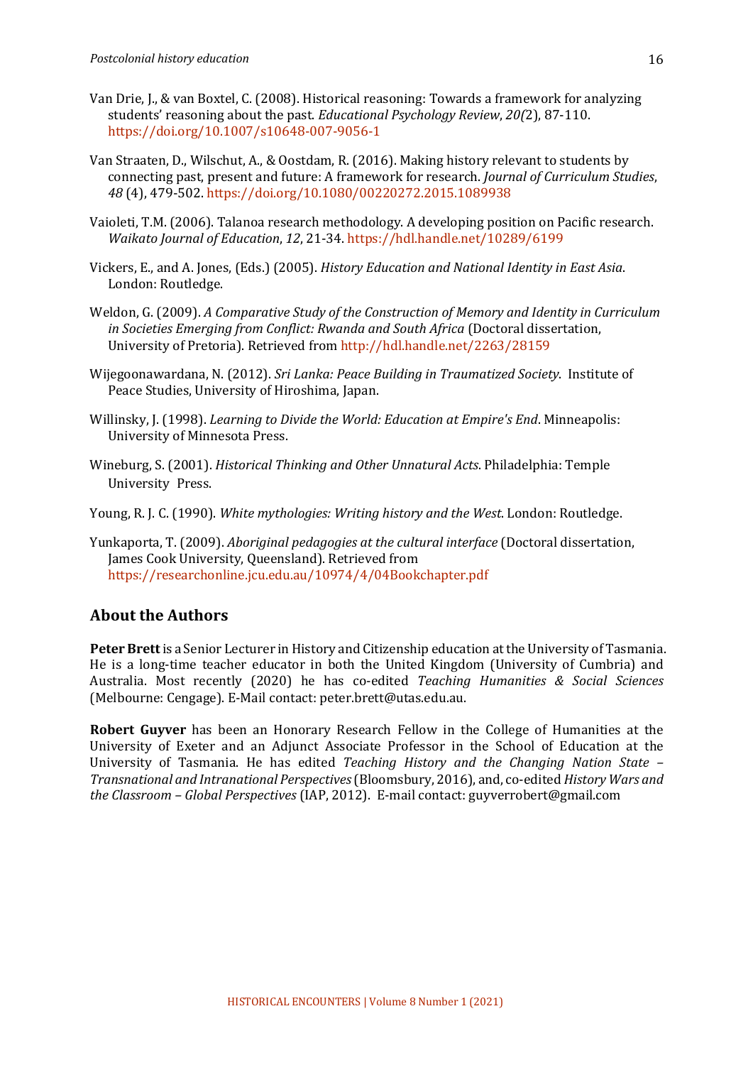Van Drie, J., & van Boxtel, C. (2008). Historical reasoning: Towards a framework for analyzing students' reasoning about the past. *Educational Psychology Review*, *20(*2), 87-110. https://doi.org/10.1007/s10648-007-9056-1

Van Straaten, D., Wilschut, A., & Oostdam, R. (2016). Making history relevant to students by connecting past, present and future: A framework for research. *Journal of Curriculum Studies*, *48* (4), 479-502. https://doi.org/10.1080/00220272.2015.1089938

Vaioleti, T.M. (2006). Talanoa research methodology. A developing position on Pacific research. *Waikato Journal of Education*, *12*, 21-34. https://hdl.handle.net/10289/6199

Vickers, E., and A. Jones, (Eds.) (2005). *History Education and National Identity in East Asia*. London: Routledge.

Weldon, G. (2009). *A Comparative Study of the Construction of Memory and Identity in Curriculum in Societies Emerging from Conflict: Rwanda and South Africa* (Doctoral dissertation, University of Pretoria). Retrieved from http://hdl.handle.net/2263/28159

Wijegoonawardana, N. (2012). *Sri Lanka: Peace Building in Traumatized Society*. Institute of Peace Studies, University of Hiroshima, Japan.

Willinsky, J. (1998). *Learning to Divide the World: Education at Empire's End*. Minneapolis: University of Minnesota Press.

Wineburg, S. (2001). *Historical Thinking and Other Unnatural Acts*. Philadelphia: Temple University Press.

Young, R. J. C. (1990). *White mythologies: Writing history and the West*. London: Routledge.

Yunkaporta, T. (2009). *Aboriginal pedagogies at the cultural interface* (Doctoral dissertation, James Cook University, Queensland). Retrieved from https://researchonline.jcu.edu.au/10974/4/04Bookchapter.pdf

## About the Authors

**Peter Brett** is a Senior Lecturer in History and Citizenship education at the University of Tasmania. He is a long-time teacher educator in both the United Kingdom (University of Cumbria) and Australia. Most recently (2020) he has co-edited *Teaching Humanities & Social Sciences* (Melbourne: Cengage). E-Mail contact: peter.brett@utas.edu.au.

**Robert Guyver** has been an Honorary Research Fellow in the College of Humanities at the University of Exeter and an Adjunct Associate Professor in the School of Education at the University of Tasmania. He has edited *Teaching History and the Changing Nation State – Transnational and Intranational Perspectives* (Bloomsbury, 2016), and, co-edited *History Wars and the Classroom – Global Perspectives* (IAP, 2012). E-mail contact: guyverrobert@gmail.com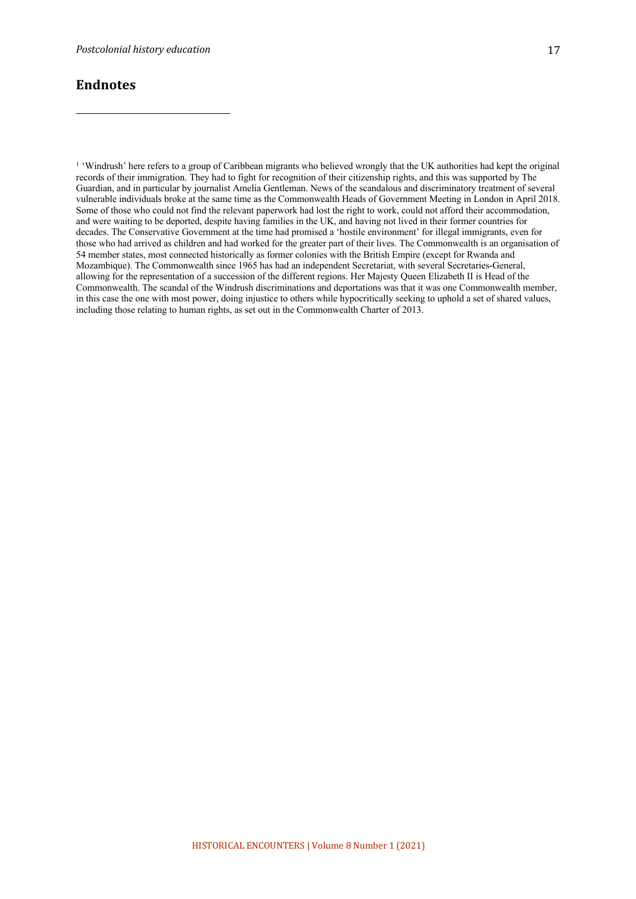## Endnotes

[1] 'Windrush' here refers to a group of Caribbean migrants who believed wrongly that the UK authorities had kept the original records of their immigration. They had to fight for recognition of their citizenship rights, and this was supported by The Guardian, and in particular by journalist Amelia Gentleman. News of the scandalous and discriminatory treatment of several vulnerable individuals broke at the same time as the Commonwealth Heads of Government Meeting in London in April 2018. Some of those who could not find the relevant paperwork had lost the right to work, could not afford their accommodation, and were waiting to be deported, despite having families in the UK, and having not lived in their former countries for decades. The Conservative Government at the time had promised a 'hostile environment' for illegal immigrants, even for those who had arrived as children and had worked for the greater part of their lives. The Commonwealth is an organisation of 54 member states, most connected historically as former colonies with the British Empire (except for Rwanda and Mozambique). The Commonwealth since 1965 has had an independent Secretariat, with several Secretaries-General, allowing for the representation of a succession of the different regions. Her Majesty Queen Elizabeth II is Head of the Commonwealth. The scandal of the Windrush discriminations and deportations was that it was one Commonwealth member, in this case the one with most power, doing injustice to others while hypocritically seeking to uphold a set of shared values, including those relating to human rights, as set out in the Commonwealth Charter of 2013.